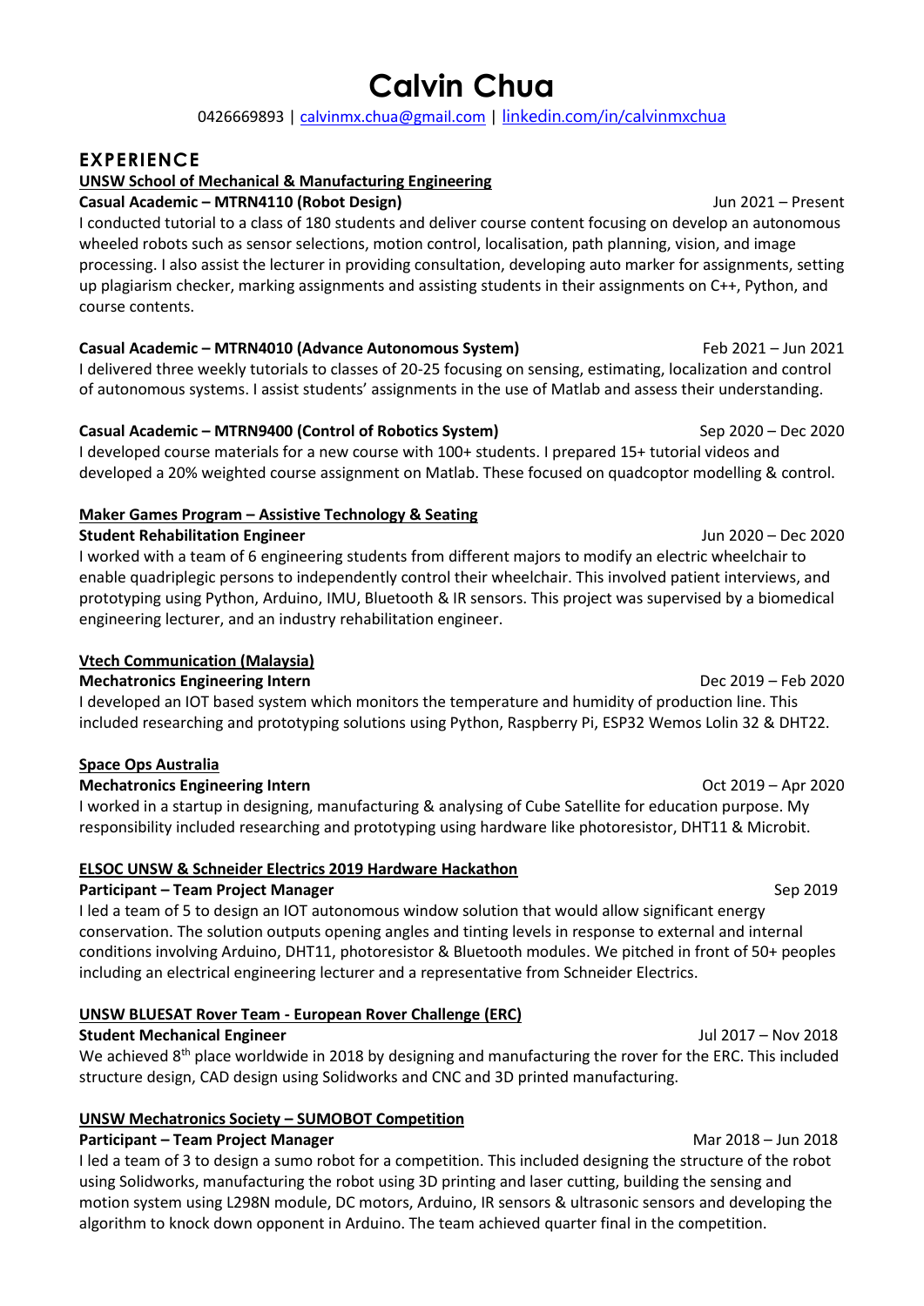# Calvin Chua

0426669893 | calvinmx.chua@gmail.com | linkedin.com/in/calvinmxchua

## EXPERIENCE

**UNSW School of Mechanical & Manufacturing Engineering**

**Casual Academic – MTRN4110 (Robot Design)** Jun 2021 – Present

I conducted tutorial to a class of 180 students and deliver course content focusing on develop an autonomous wheeled robots such as sensor selections, motion control, localisation, path planning, vision, and image processing. I also assist the lecturer in providing consultation, developing auto marker for assignments, setting up plagiarism checker, marking assignments and assisting students in their assignments on C++, Python, and course contents.

**Casual Academic – MTRN4010 (Advance Autonomous System)** Feb 2021 – Jun 2021

I delivered three weekly tutorials to classes of 20-25 focusing on sensing, estimating, localization and control of autonomous systems. I assist students' assignments in the use of Matlab and assess their understanding.

**Casual Academic – MTRN9400 (Control of Robotics System)** Sep 2020 – Dec 2020

I developed course materials for a new course with 100+ students. I prepared 15+ tutorial videos and developed a 20% weighted course assignment on Matlab. These focused on quadcoptor modelling & control.

**Maker Games Program – Assistive Technology & Seating**

**Student Rehabilitation Engineer** Jun 2020 – Dec 2020

I worked with a team of 6 engineering students from different majors to modify an electric wheelchair to enable quadriplegic persons to independently control their wheelchair. This involved patient interviews, and prototyping using Python, Arduino, IMU, Bluetooth & IR sensors. This project was supervised by a biomedical engineering lecturer, and an industry rehabilitation engineer.

**Vtech Communication (Malaysia)**

**Mechatronics Engineering Intern** Dec 2019 – Feb 2020

I developed an IOT based system which monitors the temperature and humidity of production line. This included researching and prototyping solutions using Python, Raspberry Pi, ESP32 Wemos Lolin 32 & DHT22.

**Space Ops Australia**

**Mechatronics Engineering Intern** Oct 2019 – Apr 2020

I worked in a startup in designing, manufacturing & analysing of Cube Satellite for education purpose. My responsibility included researching and prototyping using hardware like photoresistor, DHT11 & Microbit.

**ELSOC UNSW & Schneider Electrics 2019 Hardware Hackathon**

**Participant – Team Project Manager** Sep 2019

I led a team of 5 to design an IOT autonomous window solution that would allow significant energy conservation. The solution outputs opening angles and tinting levels in response to external and internal conditions involving Arduino, DHT11, photoresistor & Bluetooth modules. We pitched in front of 50+ peoples including an electrical engineering lecturer and a representative from Schneider Electrics.

**UNSW BLUESAT Rover Team - European Rover Challenge (ERC)**

**Student Mechanical Engineer** Jul 2017 – Nov 2018

We achieved 8th place worldwide in 2018 by designing and manufacturing the rover for the ERC. This included structure design, CAD design using Solidworks and CNC and 3D printed manufacturing.

**UNSW Mechatronics Society – SUMOBOT Competition**

**Participant – Team Project Manager** Mar 2018 – Jun 2018

I led a team of 3 to design a sumo robot for a competition. This included designing the structure of the robot using Solidworks, manufacturing the robot using 3D printing and laser cutting, building the sensing and motion system using L298N module, DC motors, Arduino, IR sensors & ultrasonic sensors and developing the algorithm to knock down opponent in Arduino. The team achieved quarter final in the competition.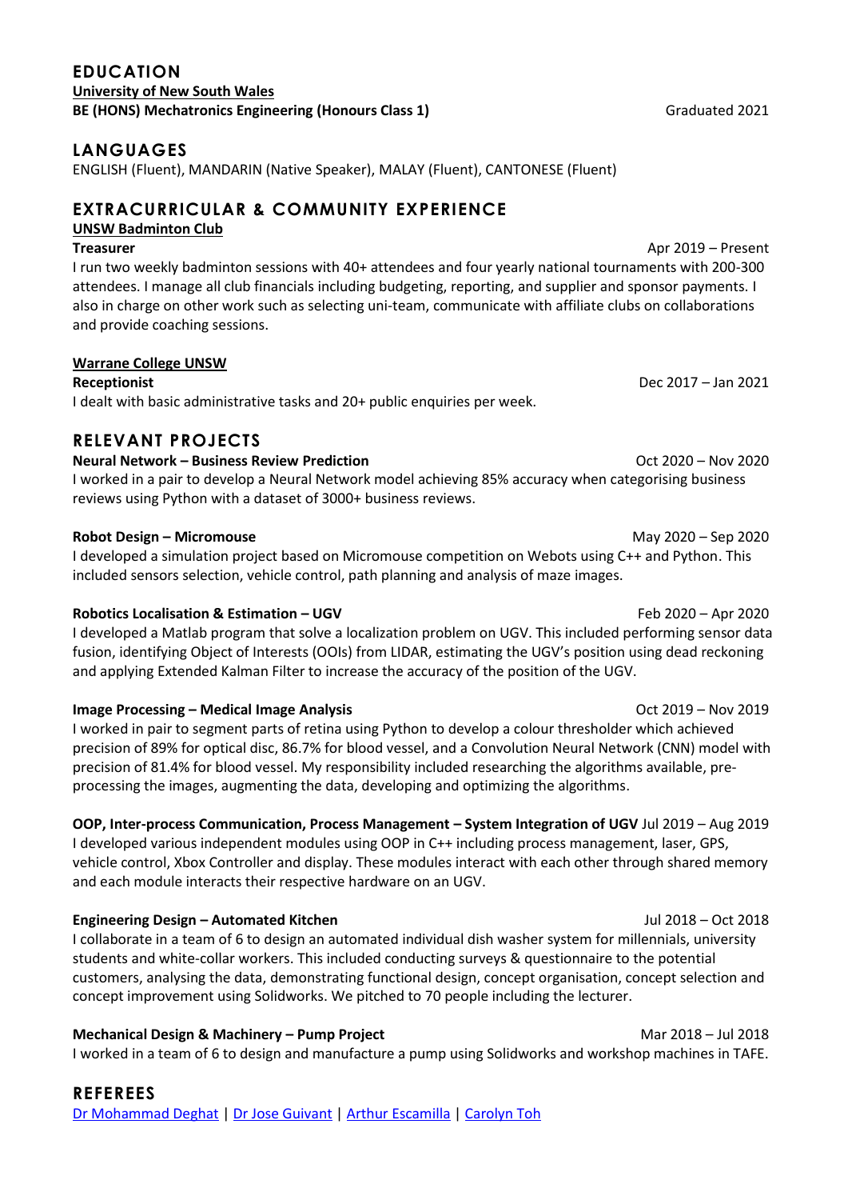## EDUCATION

**University of New South Wales**

**BE (HONS) Mechatronics Engineering (Honours Class 1)** Graduated 2021

## LANGUAGES

ENGLISH (Fluent), MANDARIN (Native Speaker), MALAY (Fluent), CANTONESE (Fluent)

## EXTRACURRICULAR & COMMUNITY EXPERIENCE

**UNSW Badminton Club**

**Treasurer** Apr 2019 – Present

I run two weekly badminton sessions with 40+ attendees and four yearly national tournaments with 200-300 attendees. I manage all club financials including budgeting, reporting, and supplier and sponsor payments. I also in charge on other work such as selecting uni-team, communicate with affiliate clubs on collaborations and provide coaching sessions.

**Warrane College UNSW**

**Receptionist** Dec 2017 – Jan 2021

I dealt with basic administrative tasks and 20+ public enquiries per week.

## RELEVANT PROJECTS

**Neural Network – Business Review Prediction** Oct 2020 – Nov 2020

I worked in a pair to develop a Neural Network model achieving 85% accuracy when categorising business reviews using Python with a dataset of 3000+ business reviews.

**Robot Design – Micromouse** May 2020 – Sep 2020

I developed a simulation project based on Micromouse competition on Webots using C++ and Python. This included sensors selection, vehicle control, path planning and analysis of maze images.

**Robotics Localisation & Estimation – UGV** Feb 2020 – Apr 2020

I developed a Matlab program that solve a localization problem on UGV. This included performing sensor data fusion, identifying Object of Interests (OOIs) from LIDAR, estimating the UGV's position using dead reckoning and applying Extended Kalman Filter to increase the accuracy of the position of the UGV.

**Image Processing – Medical Image Analysis** Oct 2019 – Nov 2019

I worked in pair to segment parts of retina using Python to develop a colour thresholder which achieved precision of 89% for optical disc, 86.7% for blood vessel, and a Convolution Neural Network (CNN) model with precision of 81.4% for blood vessel. My responsibility included researching the algorithms available, pre-processing the images, augmenting the data, developing and optimizing the algorithms.

**OOP, Inter-process Communication, Process Management – System Integration of UGV** Jul 2019 – Aug 2019

I developed various independent modules using OOP in C++ including process management, laser, GPS, vehicle control, Xbox Controller and display. These modules interact with each other through shared memory and each module interacts their respective hardware on an UGV.

**Engineering Design – Automated Kitchen** Jul 2018 – Oct 2018

I collaborate in a team of 6 to design an automated individual dish washer system for millennials, university students and white-collar workers. This included conducting surveys & questionnaire to the potential customers, analysing the data, demonstrating functional design, concept organisation, concept selection and concept improvement using Solidworks. We pitched to 70 people including the lecturer.

**Mechanical Design & Machinery – Pump Project** Mar 2018 – Jul 2018

I worked in a team of 6 to design and manufacture a pump using Solidworks and workshop machines in TAFE.

## REFEREES

Dr Mohammad Deghat | Dr Jose Guivant | Arthur Escamilla | Carolyn Toh